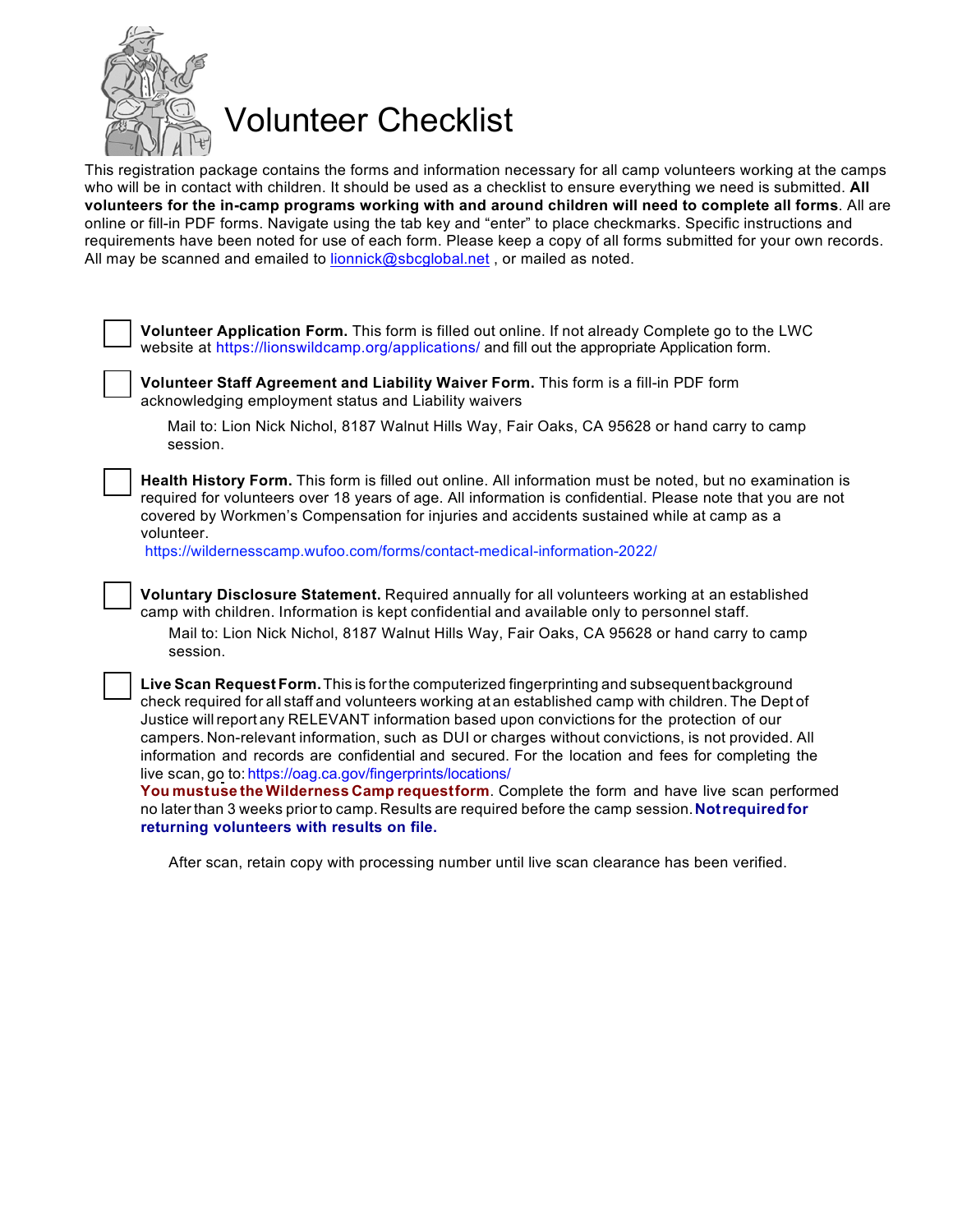# Volunteer Checklist

This registration package contains the forms and information necessary for all camp volunteers working at the camps who will be in contact with children. It should be used as a checklist to ensure everything we need is submitted. **All volunteers for the in-camp programs working with and around children will need to complete all forms**. All are online or fill-in PDF forms. Navigate using the tab key and "enter" to place checkmarks. Specific instructions and requirements have been noted for use of each form. Please keep a copy of all forms submitted for your own records. All may be scanned and emailed to lionnick@sbcglobal.net , or mailed as noted.

- [ ] **Volunteer Application Form.** This form is filled out online. If not already Complete go to the LWC website at https://lionswildcamp.org/applications/ and fill out the appropriate Application form.

- [ ] **Volunteer Staff Agreement and Liability Waiver Form.** This form is a fill-in PDF form acknowledging employment status and Liability waivers

  Mail to: Lion Nick Nichol, 8187 Walnut Hills Way, Fair Oaks, CA 95628 or hand carry to camp session.

- [ ] **Health History Form.** This form is filled out online. All information must be noted, but no examination is required for volunteers over 18 years of age. All information is confidential. Please note that you are not covered by Workmen's Compensation for injuries and accidents sustained while at camp as a volunteer.
  https://wildernesscamp.wufoo.com/forms/contact-medical-information-2022/

- [ ] **Voluntary Disclosure Statement.** Required annually for all volunteers working at an established camp with children. Information is kept confidential and available only to personnel staff.

  Mail to: Lion Nick Nichol, 8187 Walnut Hills Way, Fair Oaks, CA 95628 or hand carry to camp session.

- [ ] **Live Scan Request Form.** This is for the computerized fingerprinting and subsequent background check required for all staff and volunteers working at an established camp with children. The Dept of Justice will report any RELEVANT information based upon convictions for the protection of our campers. Non-relevant information, such as DUI or charges without convictions, is not provided. All information and records are confidential and secured. For the location and fees for completing the live scan, go to: https://oag.ca.gov/fingerprints/locations/
  **You must use the Wilderness Camp request form**. Complete the form and have live scan performed no later than 3 weeks prior to camp. Results are required before the camp session. **Not required for returning volunteers with results on file.**

  After scan, retain copy with processing number until live scan clearance has been verified.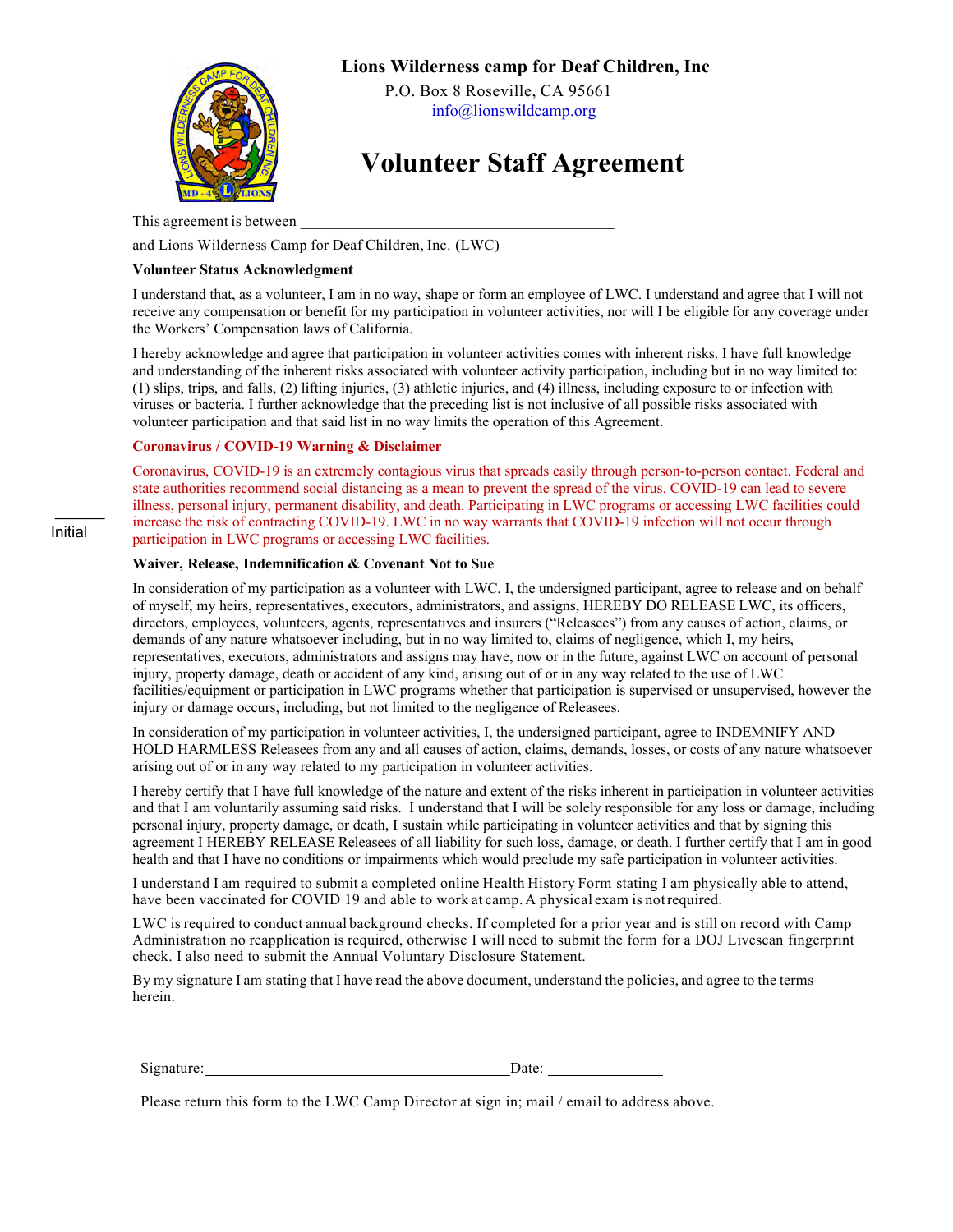# Lions Wilderness camp for Deaf Children, Inc

P.O. Box 8 Roseville, CA 95661

info@lionswildcamp.org

## Volunteer Staff Agreement

This agreement is between \_\_\_\_\_\_\_\_\_\_\_\_\_\_\_\_\_\_\_\_\_\_\_\_\_\_\_\_\_\_\_\_\_\_\_\_\_\_\_\_

and Lions Wilderness Camp for Deaf Children, Inc. (LWC)

**Volunteer Status Acknowledgment**

I understand that, as a volunteer, I am in no way, shape or form an employee of LWC. I understand and agree that I will not receive any compensation or benefit for my participation in volunteer activities, nor will I be eligible for any coverage under the Workers' Compensation laws of California.

I hereby acknowledge and agree that participation in volunteer activities comes with inherent risks. I have full knowledge and understanding of the inherent risks associated with volunteer activity participation, including but in no way limited to: (1) slips, trips, and falls, (2) lifting injuries, (3) athletic injuries, and (4) illness, including exposure to or infection with viruses or bacteria. I further acknowledge that the preceding list is not inclusive of all possible risks associated with volunteer participation and that said list in no way limits the operation of this Agreement.

**Coronavirus / COVID-19 Warning & Disclaimer**

\_\_\_\_\_\_ Initial

Coronavirus, COVID-19 is an extremely contagious virus that spreads easily through person-to-person contact. Federal and state authorities recommend social distancing as a mean to prevent the spread of the virus. COVID-19 can lead to severe illness, personal injury, permanent disability, and death. Participating in LWC programs or accessing LWC facilities could increase the risk of contracting COVID-19. LWC in no way warrants that COVID-19 infection will not occur through participation in LWC programs or accessing LWC facilities.

**Waiver, Release, Indemnification & Covenant Not to Sue**

In consideration of my participation as a volunteer with LWC, I, the undersigned participant, agree to release and on behalf of myself, my heirs, representatives, executors, administrators, and assigns, HEREBY DO RELEASE LWC, its officers, directors, employees, volunteers, agents, representatives and insurers ("Releasees") from any causes of action, claims, or demands of any nature whatsoever including, but in no way limited to, claims of negligence, which I, my heirs, representatives, executors, administrators and assigns may have, now or in the future, against LWC on account of personal injury, property damage, death or accident of any kind, arising out of or in any way related to the use of LWC facilities/equipment or participation in LWC programs whether that participation is supervised or unsupervised, however the injury or damage occurs, including, but not limited to the negligence of Releasees.

In consideration of my participation in volunteer activities, I, the undersigned participant, agree to INDEMNIFY AND HOLD HARMLESS Releasees from any and all causes of action, claims, demands, losses, or costs of any nature whatsoever arising out of or in any way related to my participation in volunteer activities.

I hereby certify that I have full knowledge of the nature and extent of the risks inherent in participation in volunteer activities and that I am voluntarily assuming said risks. I understand that I will be solely responsible for any loss or damage, including personal injury, property damage, or death, I sustain while participating in volunteer activities and that by signing this agreement I HEREBY RELEASE Releasees of all liability for such loss, damage, or death. I further certify that I am in good health and that I have no conditions or impairments which would preclude my safe participation in volunteer activities.

I understand I am required to submit a completed online Health History Form stating I am physically able to attend, have been vaccinated for COVID 19 and able to work at camp. A physical exam is not required.

LWC is required to conduct annual background checks. If completed for a prior year and is still on record with Camp Administration no reapplication is required, otherwise I will need to submit the form for a DOJ Livescan fingerprint check. I also need to submit the Annual Voluntary Disclosure Statement.

By my signature I am stating that I have read the above document, understand the policies, and agree to the terms herein.

Signature:\_\_\_\_\_\_\_\_\_\_\_\_\_\_\_\_\_\_\_\_\_\_\_\_\_\_\_\_\_\_\_\_\_\_\_\_\_\_ Date: \_\_\_\_\_\_\_\_\_\_\_\_\_\_\_

Please return this form to the LWC Camp Director at sign in; mail / email to address above.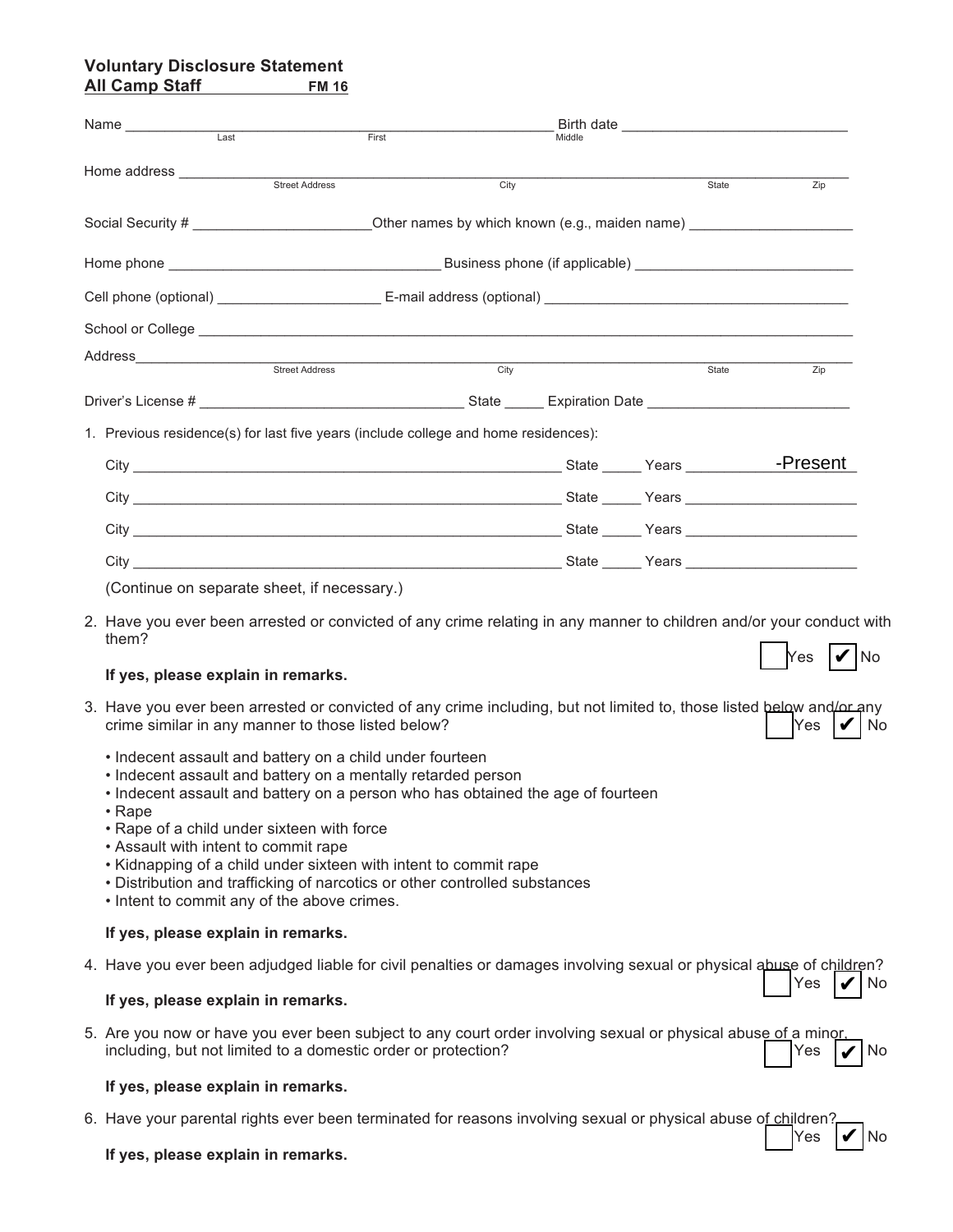**Voluntary Disclosure Statement**
**All Camp Staff** **FM 16**

Name ______________________________________________ Birth date __________________________
Last First Middle

Home address _____________________________________________________________________________
Street Address City State Zip

Social Security # ______________________ Other names by which known (e.g., maiden name) ____________________

Home phone _________________________________ Business phone (if applicable) ___________________________

Cell phone (optional) ____________________ E-mail address (optional) ______________________________________

School or College ____________________________________________________________________________

Address_____________________________________________________________________________________
Street Address City State Zip

Driver's License # ________________________________ State _____ Expiration Date _________________________

1. Previous residence(s) for last five years (include college and home residences):

   City ________________________________________________ State _____ Years __________-Present

   City ________________________________________________ State _____ Years ____________________

   City ________________________________________________ State _____ Years ____________________

   City ________________________________________________ State _____ Years ____________________

   (Continue on separate sheet, if necessary.)

2. Have you ever been arrested or convicted of any crime relating in any manner to children and/or your conduct with them?

   ☐ Yes ☑ No

   **If yes, please explain in remarks.**

3. Have you ever been arrested or convicted of any crime including, but not limited to, those listed below and/or any crime similar in any manner to those listed below? ☐ Yes ☑ No

   - Indecent assault and battery on a child under fourteen
   - Indecent assault and battery on a mentally retarded person
   - Indecent assault and battery on a person who has obtained the age of fourteen
   - Rape
   - Rape of a child under sixteen with force
   - Assault with intent to commit rape
   - Kidnapping of a child under sixteen with intent to commit rape
   - Distribution and trafficking of narcotics or other controlled substances
   - Intent to commit any of the above crimes.

   **If yes, please explain in remarks.**

4. Have you ever been adjudged liable for civil penalties or damages involving sexual or physical abuse of children? ☐ Yes ☑ No

   **If yes, please explain in remarks.**

5. Are you now or have you ever been subject to any court order involving sexual or physical abuse of a minor, including, but not limited to a domestic order or protection? ☐ Yes ☑ No

   **If yes, please explain in remarks.**

6. Have your parental rights ever been terminated for reasons involving sexual or physical abuse of children? ☐ Yes ☑ No

   **If yes, please explain in remarks.**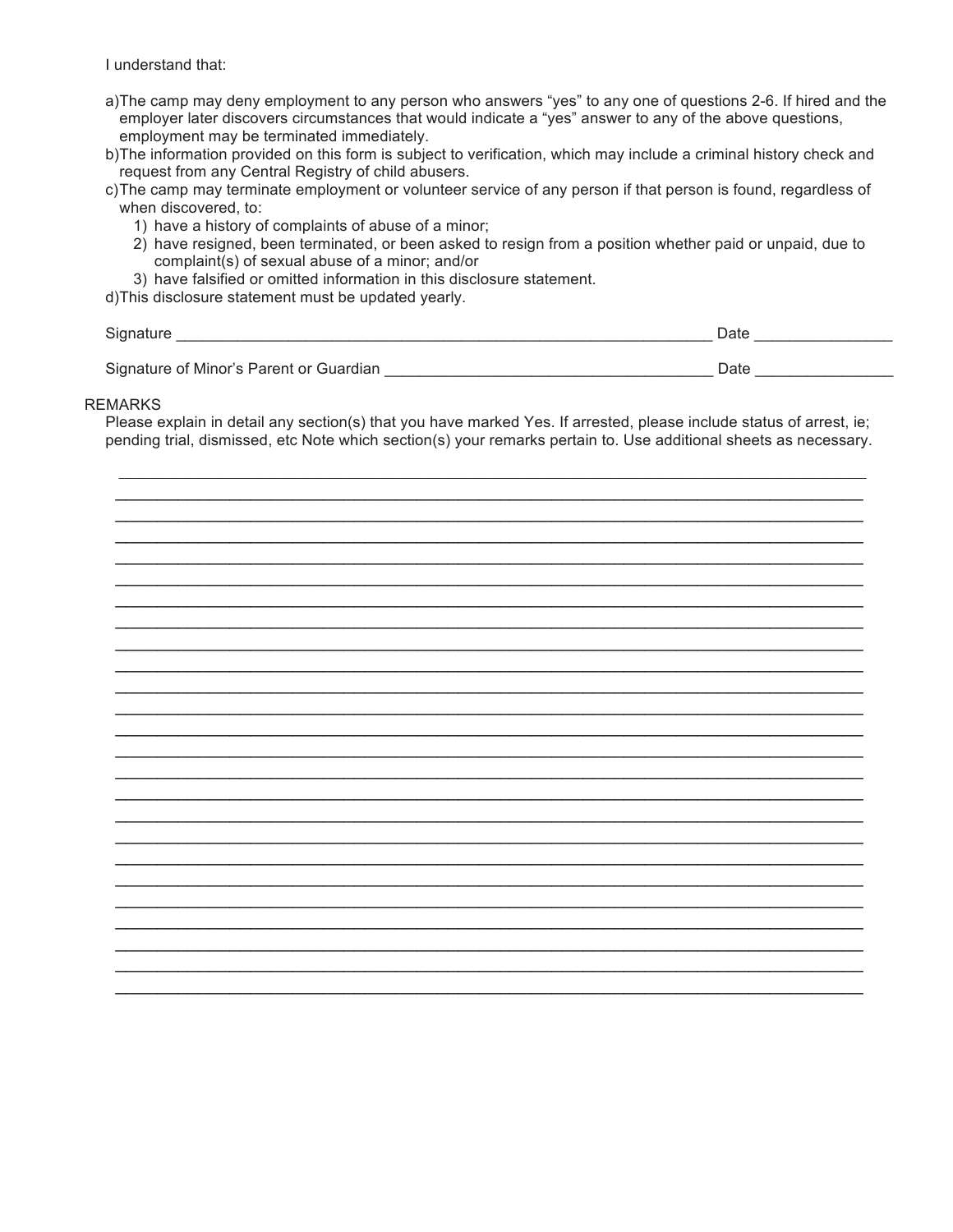I understand that:

a) The camp may deny employment to any person who answers "yes" to any one of questions 2-6. If hired and the employer later discovers circumstances that would indicate a "yes" answer to any of the above questions, employment may be terminated immediately.

b) The information provided on this form is subject to verification, which may include a criminal history check and request from any Central Registry of child abusers.

c) The camp may terminate employment or volunteer service of any person if that person is found, regardless of when discovered, to:
   1) have a history of complaints of abuse of a minor;
   2) have resigned, been terminated, or been asked to resign from a position whether paid or unpaid, due to complaint(s) of sexual abuse of a minor; and/or
   3) have falsified or omitted information in this disclosure statement.

d) This disclosure statement must be updated yearly.

Signature ________________________________________________________________ Date ________________

Signature of Minor's Parent or Guardian ______________________________________ Date ________________

REMARKS

Please explain in detail any section(s) that you have marked Yes. If arrested, please include status of arrest, ie; pending trial, dismissed, etc Note which section(s) your remarks pertain to. Use additional sheets as necessary.

_______________________________________________________________________________________

_______________________________________________________________________________________

_______________________________________________________________________________________

_______________________________________________________________________________________

_______________________________________________________________________________________

_______________________________________________________________________________________

_______________________________________________________________________________________

_______________________________________________________________________________________

_______________________________________________________________________________________

_______________________________________________________________________________________

_______________________________________________________________________________________

_______________________________________________________________________________________

_______________________________________________________________________________________

_______________________________________________________________________________________

_______________________________________________________________________________________

_______________________________________________________________________________________

_______________________________________________________________________________________

_______________________________________________________________________________________

_______________________________________________________________________________________

_______________________________________________________________________________________

_______________________________________________________________________________________

_______________________________________________________________________________________

_______________________________________________________________________________________

_______________________________________________________________________________________

_______________________________________________________________________________________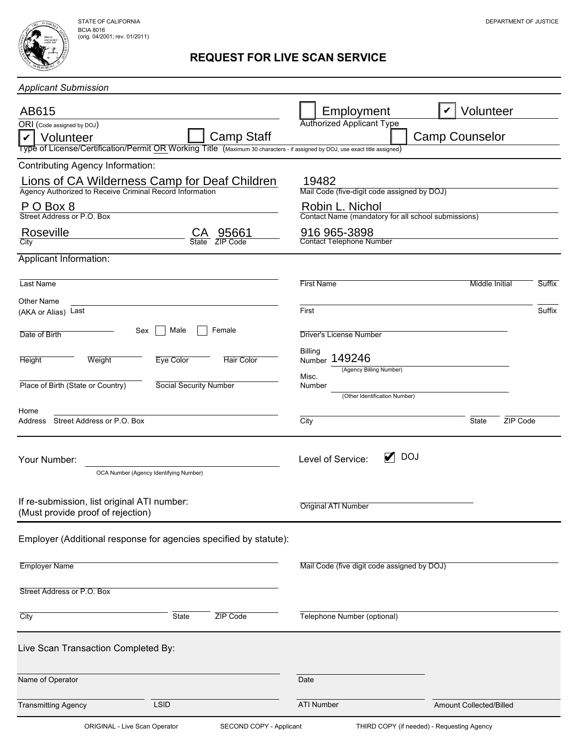STATE OF CALIFORNIA
BCIA 8016
(orig. 04/2001; rev. 01/2011)

DEPARTMENT OF JUSTICE

# REQUEST FOR LIVE SCAN SERVICE

*Applicant Submission*

AB615
ORI (Code assigned by DOJ)

☐ Employment ☑ Volunteer
Authorized Applicant Type

☑ Volunteer ☐ Camp Staff ☐ Camp Counselor
Type of License/Certification/Permit OR Working Title (Maximum 30 characters - if assigned by DOJ, use exact title assigned)

Contributing Agency Information:

Lions of CA Wilderness Camp for Deaf Children
Agency Authorized to Receive Criminal Record Information

19482
Mail Code (five-digit code assigned by DOJ)

P O Box 8
Street Address or P.O. Box

Robin L. Nichol
Contact Name (mandatory for all school submissions)

Roseville CA 95661
City State ZIP Code

916 965-3898
Contact Telephone Number

Applicant Information:

Last Name

First Name Middle Initial Suffix

Other Name (AKA or Alias) Last

First Suffix

Date of Birth

Sex ☐ Male ☐ Female

Driver's License Number

Height Weight Eye Color Hair Color

Billing Number 149246
(Agency Billing Number)

Place of Birth (State or Country) Social Security Number

Misc. Number
(Other Identification Number)

Home Address Street Address or P.O. Box

City State ZIP Code

Your Number:
OCA Number (Agency Identifying Number)

Level of Service: ☑ DOJ

If re-submission, list original ATI number:
(Must provide proof of rejection)

Original ATI Number

Employer (Additional response for agencies specified by statute):

Employer Name

Mail Code (five digit code assigned by DOJ)

Street Address or P.O. Box

City State ZIP Code

Telephone Number (optional)

Live Scan Transaction Completed By:

Name of Operator

Date

Transmitting Agency LSID

ATI Number

Amount Collected/Billed

ORIGINAL - Live Scan Operator SECOND COPY - Applicant THIRD COPY (if needed) - Requesting Agency